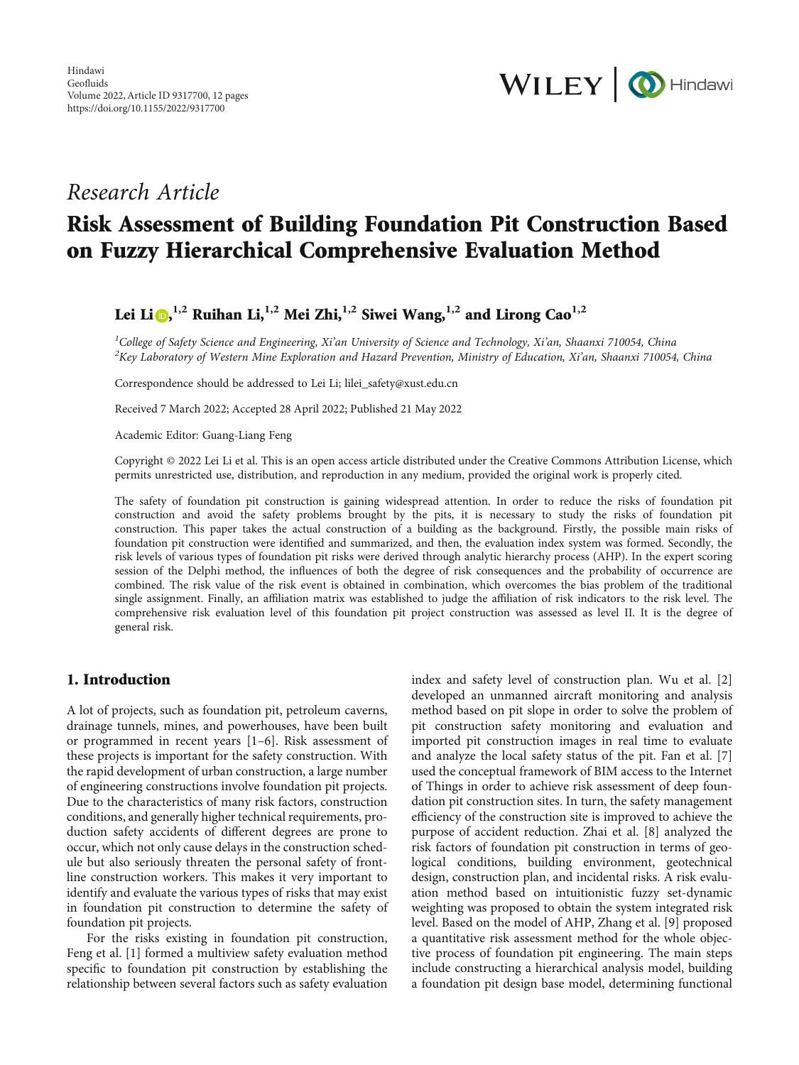Hindawi
Geofluids
Volume 2022, Article ID 9317700, 12 pages
https://doi.org/10.1155/2022/9317700

*Research Article*

# Risk Assessment of Building Foundation Pit Construction Based on Fuzzy Hierarchical Comprehensive Evaluation Method

**Lei Li [1,2] Ruihan Li, [1,2] Mei Zhi, [1,2] Siwei Wang, [1,2] and Lirong Cao [1,2]**

[1] *College of Safety Science and Engineering, Xi'an University of Science and Technology, Xi'an, Shaanxi 710054, China*
[2] *Key Laboratory of Western Mine Exploration and Hazard Prevention, Ministry of Education, Xi'an, Shaanxi 710054, China*

Correspondence should be addressed to Lei Li; lilei_safety@xust.edu.cn

Received 7 March 2022; Accepted 28 April 2022; Published 21 May 2022

Academic Editor: Guang-Liang Feng

Copyright © 2022 Lei Li et al. This is an open access article distributed under the Creative Commons Attribution License, which permits unrestricted use, distribution, and reproduction in any medium, provided the original work is properly cited.

The safety of foundation pit construction is gaining widespread attention. In order to reduce the risks of foundation pit construction and avoid the safety problems brought by the pits, it is necessary to study the risks of foundation pit construction. This paper takes the actual construction of a building as the background. Firstly, the possible main risks of foundation pit construction were identified and summarized, and then, the evaluation index system was formed. Secondly, the risk levels of various types of foundation pit risks were derived through analytic hierarchy process (AHP). In the expert scoring session of the Delphi method, the influences of both the degree of risk consequences and the probability of occurrence are combined. The risk value of the risk event is obtained in combination, which overcomes the bias problem of the traditional single assignment. Finally, an affiliation matrix was established to judge the affiliation of risk indicators to the risk level. The comprehensive risk evaluation level of this foundation pit project construction was assessed as level II. It is the degree of general risk.

## 1. Introduction

A lot of projects, such as foundation pit, petroleum caverns, drainage tunnels, mines, and powerhouses, have been built or programmed in recent years [1–6]. Risk assessment of these projects is important for the safety construction. With the rapid development of urban construction, a large number of engineering constructions involve foundation pit projects. Due to the characteristics of many risk factors, construction conditions, and generally higher technical requirements, production safety accidents of different degrees are prone to occur, which not only cause delays in the construction schedule but also seriously threaten the personal safety of frontline construction workers. This makes it very important to identify and evaluate the various types of risks that may exist in foundation pit construction to determine the safety of foundation pit projects.

For the risks existing in foundation pit construction, Feng et al. [1] formed a multiview safety evaluation method specific to foundation pit construction by establishing the relationship between several factors such as safety evaluation index and safety level of construction plan. Wu et al. [2] developed an unmanned aircraft monitoring and analysis method based on pit slope in order to solve the problem of pit construction safety monitoring and evaluation and imported pit construction images in real time to evaluate and analyze the local safety status of the pit. Fan et al. [7] used the conceptual framework of BIM access to the Internet of Things in order to achieve risk assessment of deep foundation pit construction sites. In turn, the safety management efficiency of the construction site is improved to achieve the purpose of accident reduction. Zhai et al. [8] analyzed the risk factors of foundation pit construction in terms of geological conditions, building environment, geotechnical design, construction plan, and incidental risks. A risk evaluation method based on intuitionistic fuzzy set-dynamic weighting was proposed to obtain the system integrated risk level. Based on the model of AHP, Zhang et al. [9] proposed a quantitative risk assessment method for the whole objective process of foundation pit engineering. The main steps include constructing a hierarchical analysis model, building a foundation pit design base model, determining functional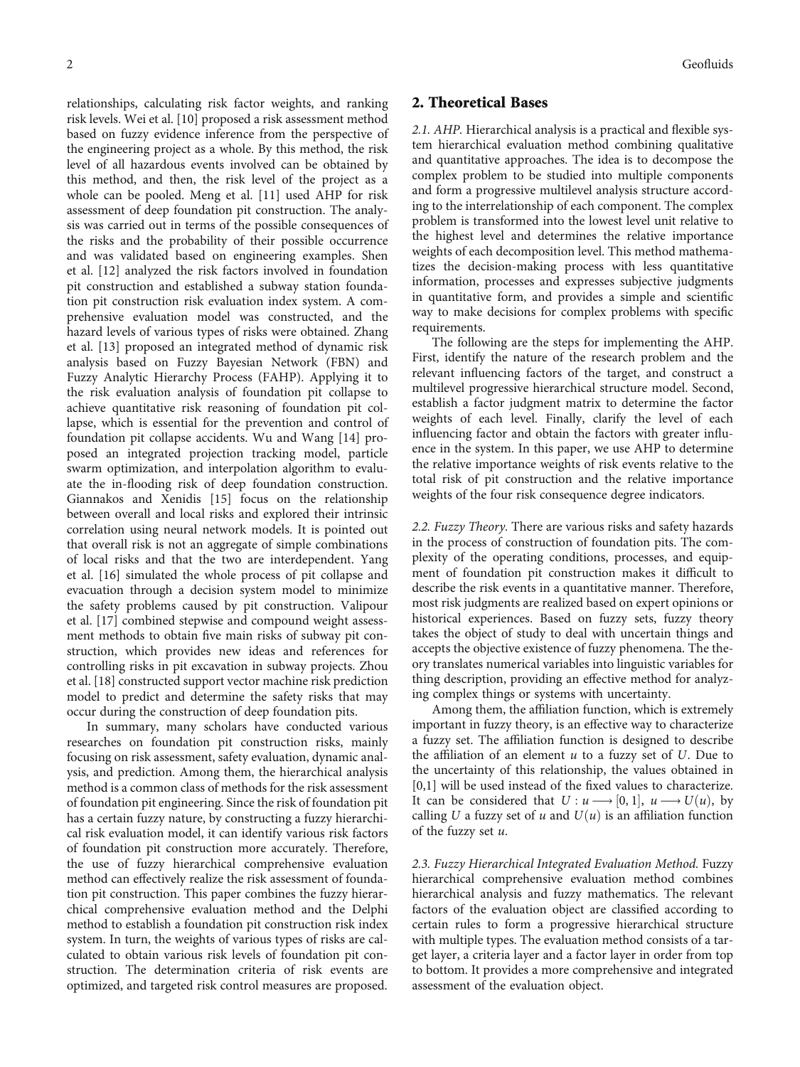relationships, calculating risk factor weights, and ranking risk levels. Wei et al. [10] proposed a risk assessment method based on fuzzy evidence inference from the perspective of the engineering project as a whole. By this method, the risk level of all hazardous events involved can be obtained by this method, and then, the risk level of the project as a whole can be pooled. Meng et al. [11] used AHP for risk assessment of deep foundation pit construction. The analysis was carried out in terms of the possible consequences of the risks and the probability of their possible occurrence and was validated based on engineering examples. Shen et al. [12] analyzed the risk factors involved in foundation pit construction and established a subway station foundation pit construction risk evaluation index system. A comprehensive evaluation model was constructed, and the hazard levels of various types of risks were obtained. Zhang et al. [13] proposed an integrated method of dynamic risk analysis based on Fuzzy Bayesian Network (FBN) and Fuzzy Analytic Hierarchy Process (FAHP). Applying it to the risk evaluation analysis of foundation pit collapse to achieve quantitative risk reasoning of foundation pit collapse, which is essential for the prevention and control of foundation pit collapse accidents. Wu and Wang [14] proposed an integrated projection tracking model, particle swarm optimization, and interpolation algorithm to evaluate the in-flooding risk of deep foundation construction. Giannakos and Xenidis [15] focus on the relationship between overall and local risks and explored their intrinsic correlation using neural network models. It is pointed out that overall risk is not an aggregate of simple combinations of local risks and that the two are interdependent. Yang et al. [16] simulated the whole process of pit collapse and evacuation through a decision system model to minimize the safety problems caused by pit construction. Valipour et al. [17] combined stepwise and compound weight assessment methods to obtain five main risks of subway pit construction, which provides new ideas and references for controlling risks in pit excavation in subway projects. Zhou et al. [18] constructed support vector machine risk prediction model to predict and determine the safety risks that may occur during the construction of deep foundation pits.

In summary, many scholars have conducted various researches on foundation pit construction risks, mainly focusing on risk assessment, safety evaluation, dynamic analysis, and prediction. Among them, the hierarchical analysis method is a common class of methods for the risk assessment of foundation pit engineering. Since the risk of foundation pit has a certain fuzzy nature, by constructing a fuzzy hierarchical risk evaluation model, it can identify various risk factors of foundation pit construction more accurately. Therefore, the use of fuzzy hierarchical comprehensive evaluation method can effectively realize the risk assessment of foundation pit construction. This paper combines the fuzzy hierarchical comprehensive evaluation method and the Delphi method to establish a foundation pit construction risk index system. In turn, the weights of various types of risks are calculated to obtain various risk levels of foundation pit construction. The determination criteria of risk events are optimized, and targeted risk control measures are proposed.

## 2. Theoretical Bases

*2.1. AHP.* Hierarchical analysis is a practical and flexible system hierarchical evaluation method combining qualitative and quantitative approaches. The idea is to decompose the complex problem to be studied into multiple components and form a progressive multilevel analysis structure according to the interrelationship of each component. The complex problem is transformed into the lowest level unit relative to the highest level and determines the relative importance weights of each decomposition level. This method mathematizes the decision-making process with less quantitative information, processes and expresses subjective judgments in quantitative form, and provides a simple and scientific way to make decisions for complex problems with specific requirements.

The following are the steps for implementing the AHP. First, identify the nature of the research problem and the relevant influencing factors of the target, and construct a multilevel progressive hierarchical structure model. Second, establish a factor judgment matrix to determine the factor weights of each level. Finally, clarify the level of each influencing factor and obtain the factors with greater influence in the system. In this paper, we use AHP to determine the relative importance weights of risk events relative to the total risk of pit construction and the relative importance weights of the four risk consequence degree indicators.

*2.2. Fuzzy Theory.* There are various risks and safety hazards in the process of construction of foundation pits. The complexity of the operating conditions, processes, and equipment of foundation pit construction makes it difficult to describe the risk events in a quantitative manner. Therefore, most risk judgments are realized based on expert opinions or historical experiences. Based on fuzzy sets, fuzzy theory takes the object of study to deal with uncertain things and accepts the objective existence of fuzzy phenomena. The theory translates numerical variables into linguistic variables for thing description, providing an effective method for analyzing complex things or systems with uncertainty.

Among them, the affiliation function, which is extremely important in fuzzy theory, is an effective way to characterize a fuzzy set. The affiliation function is designed to describe the affiliation of an element $u$ to a fuzzy set of $U$. Due to the uncertainty of this relationship, the values obtained in [0,1] will be used instead of the fixed values to characterize. It can be considered that $U : u \longrightarrow [0, 1],\ u \longrightarrow U(u)$, by calling $U$ a fuzzy set of $u$ and $U(u)$ is an affiliation function of the fuzzy set $u$.

*2.3. Fuzzy Hierarchical Integrated Evaluation Method.* Fuzzy hierarchical comprehensive evaluation method combines hierarchical analysis and fuzzy mathematics. The relevant factors of the evaluation object are classified according to certain rules to form a progressive hierarchical structure with multiple types. The evaluation method consists of a target layer, a criteria layer and a factor layer in order from top to bottom. It provides a more comprehensive and integrated assessment of the evaluation object.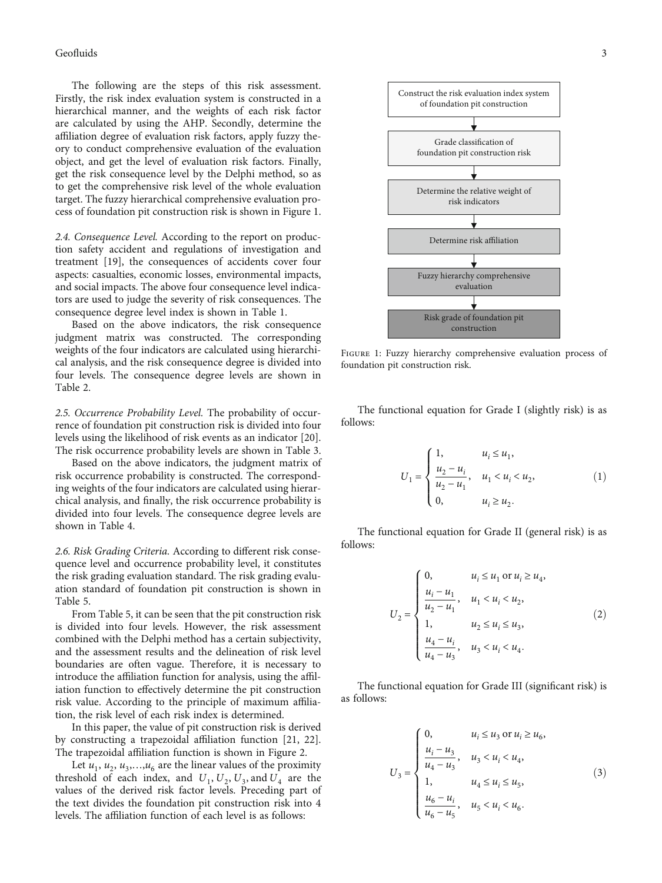The following are the steps of this risk assessment. Firstly, the risk index evaluation system is constructed in a hierarchical manner, and the weights of each risk factor are calculated by using the AHP. Secondly, determine the affiliation degree of evaluation risk factors, apply fuzzy theory to conduct comprehensive evaluation of the evaluation object, and get the level of evaluation risk factors. Finally, get the risk consequence level by the Delphi method, so as to get the comprehensive risk level of the whole evaluation target. The fuzzy hierarchical comprehensive evaluation process of foundation pit construction risk is shown in Figure 1.

*2.4. Consequence Level.* According to the report on production safety accident and regulations of investigation and treatment [19], the consequences of accidents cover four aspects: casualties, economic losses, environmental impacts, and social impacts. The above four consequence level indicators are used to judge the severity of risk consequences. The consequence degree level index is shown in Table 1.

Based on the above indicators, the risk consequence judgment matrix was constructed. The corresponding weights of the four indicators are calculated using hierarchical analysis, and the risk consequence degree is divided into four levels. The consequence degree levels are shown in Table 2.

*2.5. Occurrence Probability Level.* The probability of occurrence of foundation pit construction risk is divided into four levels using the likelihood of risk events as an indicator [20]. The risk occurrence probability levels are shown in Table 3.

Based on the above indicators, the judgment matrix of risk occurrence probability is constructed. The corresponding weights of the four indicators are calculated using hierarchical analysis, and finally, the risk occurrence probability is divided into four levels. The consequence degree levels are shown in Table 4.

*2.6. Risk Grading Criteria.* According to different risk consequence level and occurrence probability level, it constitutes the risk grading evaluation standard. The risk grading evaluation standard of foundation pit construction is shown in Table 5.

From Table 5, it can be seen that the pit construction risk is divided into four levels. However, the risk assessment combined with the Delphi method has a certain subjectivity, and the assessment results and the delineation of risk level boundaries are often vague. Therefore, it is necessary to introduce the affiliation function for analysis, using the affiliation function to effectively determine the pit construction risk value. According to the principle of maximum affiliation, the risk level of each risk index is determined.

In this paper, the value of pit construction risk is derived by constructing a trapezoidal affiliation function [21, 22]. The trapezoidal affiliation function is shown in Figure 2.

Let $u_1, u_2, u_3, \ldots, u_6$ are the linear values of the proximity threshold of each index, and $U_1, U_2, U_3$, and $U_4$ are the values of the derived risk factor levels. Preceding part of the text divides the foundation pit construction risk into 4 levels. The affiliation function of each level is as follows:

Construct the risk evaluation index system of foundation pit construction → Grade classification of foundation pit construction risk → Determine the relative weight of risk indicators → Determine risk affiliation → Fuzzy hierarchy comprehensive evaluation → Risk grade of foundation pit construction

Figure 1: Fuzzy hierarchy comprehensive evaluation process of foundation pit construction risk.

The functional equation for Grade I (slightly risk) is as follows:

$$U_1 = \begin{cases} 1, & u_i \le u_1, \\ \dfrac{u_2 - u_i}{u_2 - u_1}, & u_1 < u_i < u_2, \\ 0, & u_i \ge u_2. \end{cases} \tag{1}$$

The functional equation for Grade II (general risk) is as follows:

$$U_2 = \begin{cases} 0, & u_i \le u_1 \text{ or } u_i \ge u_4, \\ \dfrac{u_i - u_1}{u_2 - u_1}, & u_1 < u_i < u_2, \\ 1, & u_2 \le u_i \le u_3, \\ \dfrac{u_4 - u_i}{u_4 - u_3}, & u_3 < u_i < u_4. \end{cases} \tag{2}$$

The functional equation for Grade III (significant risk) is as follows:

$$U_3 = \begin{cases} 0, & u_i \le u_3 \text{ or } u_i \ge u_6, \\ \dfrac{u_i - u_3}{u_4 - u_3}, & u_3 < u_i < u_4, \\ 1, & u_4 \le u_i \le u_5, \\ \dfrac{u_6 - u_i}{u_6 - u_5}, & u_5 < u_i < u_6. \end{cases} \tag{3}$$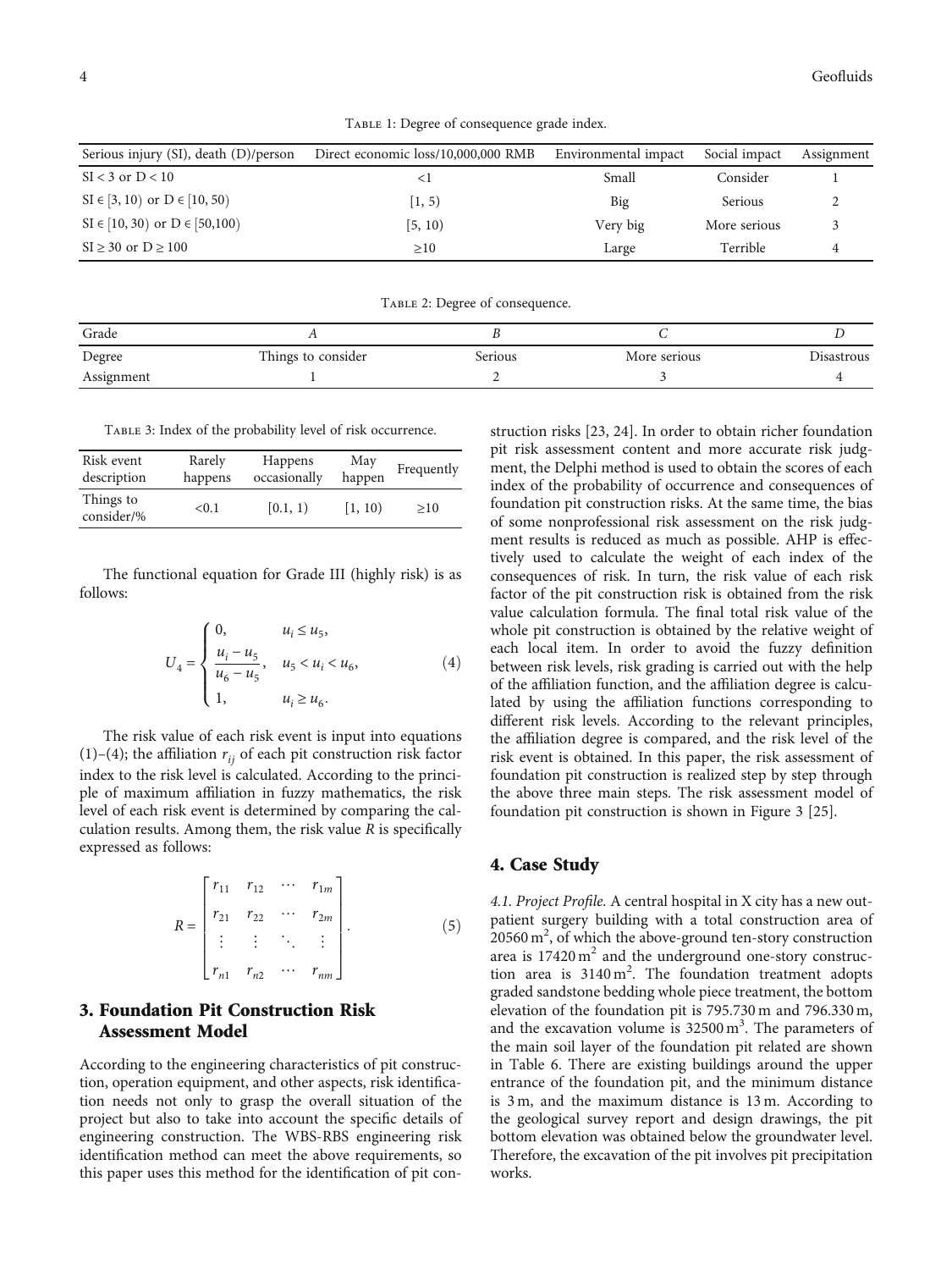Table 1: Degree of consequence grade index.

| Serious injury (SI), death (D)/person | Direct economic loss/10,000,000 RMB | Environmental impact | Social impact | Assignment |
|---|---|---|---|---|
| SI < 3 or D < 10 | <1 | Small | Consider | 1 |
| SI ∈ [3, 10) or D ∈ [10, 50) | [1, 5) | Big | Serious | 2 |
| SI ∈ [10, 30) or D ∈ [50,100) | [5, 10) | Very big | More serious | 3 |
| SI ≥ 30 or D ≥ 100 | ≥10 | Large | Terrible | 4 |

Table 2: Degree of consequence.

| Grade | A | B | C | D |
|---|---|---|---|---|
| Degree | Things to consider | Serious | More serious | Disastrous |
| Assignment | 1 | 2 | 3 | 4 |

Table 3: Index of the probability level of risk occurrence.

| Risk event description | Rarely happens | Happens occasionally | May happen | Frequently |
|---|---|---|---|---|
| Things to consider/% | <0.1 | [0.1, 1) | [1, 10) | ≥10 |

The functional equation for Grade III (highly risk) is as follows:

$$U_4 = \begin{cases} 0, & u_i \le u_5, \\ \dfrac{u_i - u_5}{u_6 - u_5}, & u_5 < u_i < u_6, \\ 1, & u_i \ge u_6. \end{cases} \tag{4}$$

The risk value of each risk event is input into equations (1)–(4); the affiliation $r_{ij}$ of each pit construction risk factor index to the risk level is calculated. According to the principle of maximum affiliation in fuzzy mathematics, the risk level of each risk event is determined by comparing the calculation results. Among them, the risk value $R$ is specifically expressed as follows:

$$R = \begin{bmatrix} r_{11} & r_{12} & \cdots & r_{1m} \\ r_{21} & r_{22} & \cdots & r_{2m} \\ \vdots & \vdots & \ddots & \vdots \\ r_{n1} & r_{n2} & \cdots & r_{nm} \end{bmatrix}. \tag{5}$$

## 3. Foundation Pit Construction Risk Assessment Model

According to the engineering characteristics of pit construction, operation equipment, and other aspects, risk identification needs not only to grasp the overall situation of the project but also to take into account the specific details of engineering construction. The WBS-RBS engineering risk identification method can meet the above requirements, so this paper uses this method for the identification of pit construction risks [23, 24]. In order to obtain richer foundation pit risk assessment content and more accurate risk judgment, the Delphi method is used to obtain the scores of each index of the probability of occurrence and consequences of foundation pit construction risks. At the same time, the bias of some nonprofessional risk assessment on the risk judgment results is reduced as much as possible. AHP is effectively used to calculate the weight of each index of the consequences of risk. In turn, the risk value of each risk factor of the pit construction risk is obtained from the risk value calculation formula. The final total risk value of the whole pit construction is obtained by the relative weight of each local item. In order to avoid the fuzzy definition between risk levels, risk grading is carried out with the help of the affiliation function, and the affiliation degree is calculated by using the affiliation functions corresponding to different risk levels. According to the relevant principles, the affiliation degree is compared, and the risk level of the risk event is obtained. In this paper, the risk assessment of foundation pit construction is realized step by step through the above three main steps. The risk assessment model of foundation pit construction is shown in Figure 3 [25].

## 4. Case Study

*4.1. Project Profile.* A central hospital in X city has a new outpatient surgery building with a total construction area of 20560 $m^2$, of which the above-ground ten-story construction area is 17420 $m^2$ and the underground one-story construction area is 3140 $m^2$. The foundation treatment adopts graded sandstone bedding whole piece treatment, the bottom elevation of the foundation pit is 795.730 m and 796.330 m, and the excavation volume is 32500 $m^3$. The parameters of the main soil layer of the foundation pit related are shown in Table 6. There are existing buildings around the upper entrance of the foundation pit, and the minimum distance is 3 m, and the maximum distance is 13 m. According to the geological survey report and design drawings, the pit bottom elevation was obtained below the groundwater level. Therefore, the excavation of the pit involves pit precipitation works.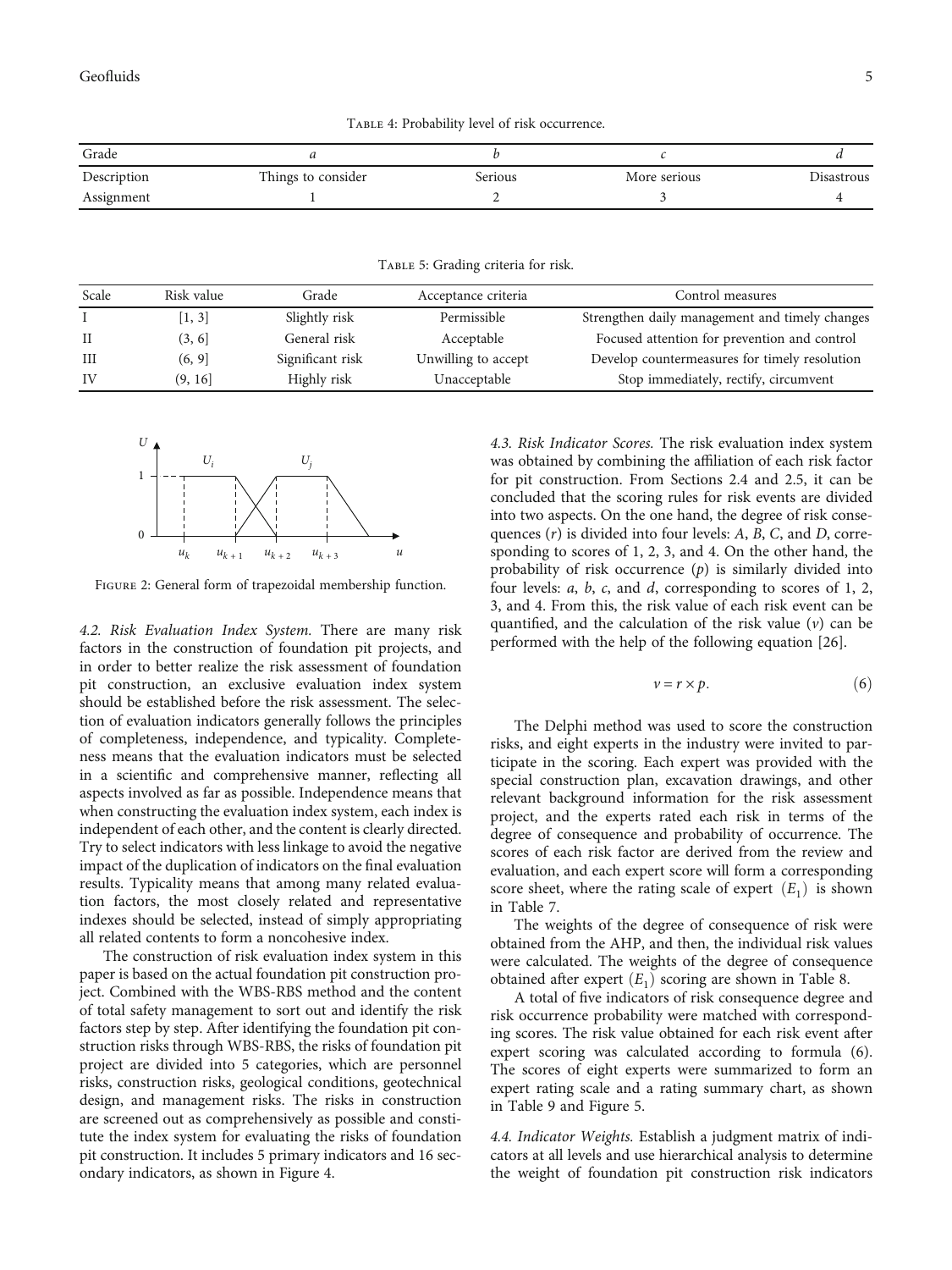Table 4: Probability level of risk occurrence.

| Grade | *a* | *b* | *c* | *d* |
|---|---|---|---|---|
| Description | Things to consider | Serious | More serious | Disastrous |
| Assignment | 1 | 2 | 3 | 4 |

Table 5: Grading criteria for risk.

| Scale | Risk value | Grade | Acceptance criteria | Control measures |
|---|---|---|---|---|
| I | [1, 3] | Slightly risk | Permissible | Strengthen daily management and timely changes |
| II | (3, 6] | General risk | Acceptable | Focused attention for prevention and control |
| III | (6, 9] | Significant risk | Unwilling to accept | Develop countermeasures for timely resolution |
| IV | (9, 16] | Highly risk | Unacceptable | Stop immediately, rectify, circumvent |

Figure 2: General form of trapezoidal membership function.

*4.2. Risk Evaluation Index System.* There are many risk factors in the construction of foundation pit projects, and in order to better realize the risk assessment of foundation pit construction, an exclusive evaluation index system should be established before the risk assessment. The selection of evaluation indicators generally follows the principles of completeness, independence, and typicality. Completeness means that the evaluation indicators must be selected in a scientific and comprehensive manner, reflecting all aspects involved as far as possible. Independence means that when constructing the evaluation index system, each index is independent of each other, and the content is clearly directed. Try to select indicators with less linkage to avoid the negative impact of the duplication of indicators on the final evaluation results. Typicality means that among many related evaluation factors, the most closely related and representative indexes should be selected, instead of simply appropriating all related contents to form a noncohesive index.

The construction of risk evaluation index system in this paper is based on the actual foundation pit construction project. Combined with the WBS-RBS method and the content of total safety management to sort out and identify the risk factors step by step. After identifying the foundation pit construction risks through WBS-RBS, the risks of foundation pit project are divided into 5 categories, which are personnel risks, construction risks, geological conditions, geotechnical design, and management risks. The risks in construction are screened out as comprehensively as possible and constitute the index system for evaluating the risks of foundation pit construction. It includes 5 primary indicators and 16 secondary indicators, as shown in Figure 4.

*4.3. Risk Indicator Scores.* The risk evaluation index system was obtained by combining the affiliation of each risk factor for pit construction. From Sections 2.4 and 2.5, it can be concluded that the scoring rules for risk events are divided into two aspects. On the one hand, the degree of risk consequences ($r$) is divided into four levels: $A$, $B$, $C$, and $D$, corresponding to scores of 1, 2, 3, and 4. On the other hand, the probability of risk occurrence ($p$) is similarly divided into four levels: $a$, $b$, $c$, and $d$, corresponding to scores of 1, 2, 3, and 4. From this, the risk value of each risk event can be quantified, and the calculation of the risk value ($v$) can be performed with the help of the following equation [26].

$$v = r \times p. \tag{6}$$

The Delphi method was used to score the construction risks, and eight experts in the industry were invited to participate in the scoring. Each expert was provided with the special construction plan, excavation drawings, and other relevant background information for the risk assessment project, and the experts rated each risk in terms of the degree of consequence and probability of occurrence. The scores of each risk factor are derived from the review and evaluation, and each expert score will form a corresponding score sheet, where the rating scale of expert ($E_1$) is shown in Table 7.

The weights of the degree of consequence of risk were obtained from the AHP, and then, the individual risk values were calculated. The weights of the degree of consequence obtained after expert ($E_1$) scoring are shown in Table 8.

A total of five indicators of risk consequence degree and risk occurrence probability were matched with corresponding scores. The risk value obtained for each risk event after expert scoring was calculated according to formula (6). The scores of eight experts were summarized to form an expert rating scale and a rating summary chart, as shown in Table 9 and Figure 5.

*4.4. Indicator Weights.* Establish a judgment matrix of indicators at all levels and use hierarchical analysis to determine the weight of foundation pit construction risk indicators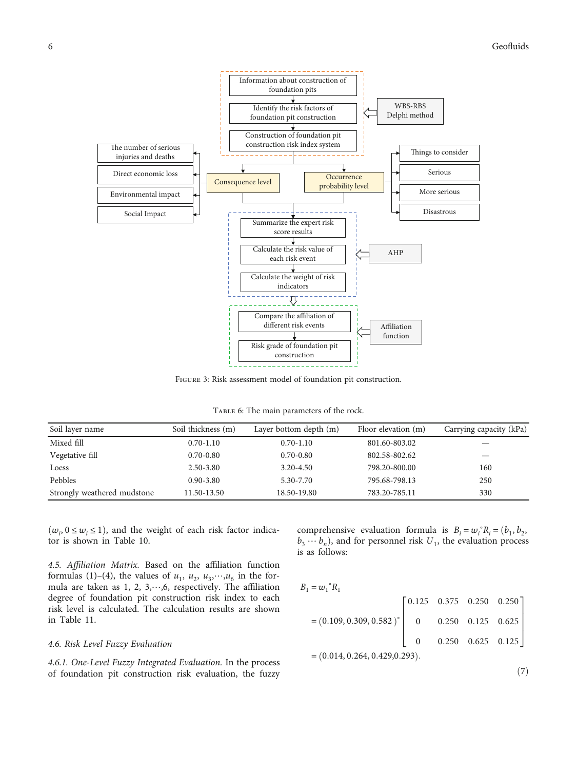Figure 3: Risk assessment model of foundation pit construction.

Table 6: The main parameters of the rock.

| Soil layer name | Soil thickness (m) | Layer bottom depth (m) | Floor elevation (m) | Carrying capacity (kPa) |
|---|---|---|---|---|
| Mixed fill | 0.70-1.10 | 0.70-1.10 | 801.60-803.02 | — |
| Vegetative fill | 0.70-0.80 | 0.70-0.80 | 802.58-802.62 | — |
| Loess | 2.50-3.80 | 3.20-4.50 | 798.20-800.00 | 160 |
| Pebbles | 0.90-3.80 | 5.30-7.70 | 795.68-798.13 | 250 |
| Strongly weathered mudstone | 11.50-13.50 | 18.50-19.80 | 783.20-785.11 | 330 |

$(w_i, 0 \leq w_i \leq 1)$, and the weight of each risk factor indicator is shown in Table 10.

*4.5. Affiliation Matrix.* Based on the affiliation function formulas (1)–(4), the values of $u_1$, $u_2$, $u_3, \cdots, u_6$ in the formula are taken as 1, 2, 3,⋯,6, respectively. The affiliation degree of foundation pit construction risk index to each risk level is calculated. The calculation results are shown in Table 11.

### 4.6. Risk Level Fuzzy Evaluation

*4.6.1. One-Level Fuzzy Integrated Evaluation.* In the process of foundation pit construction risk evaluation, the fuzzy comprehensive evaluation formula is $B_i = w_i{}^{\circ}R_i = (b_1, b_2, b_3 \cdots b_n)$, and for personnel risk $U_1$, the evaluation process is as follows:

$$
\begin{aligned}
B_1 &= w_1{}^{\circ}R_1 \\
&= (0.109, 0.309, 0.582)^{\circ} \begin{bmatrix} 0.125 & 0.375 & 0.250 & 0.250 \\ 0 & 0.250 & 0.125 & 0.625 \\ 0 & 0.250 & 0.625 & 0.125 \end{bmatrix} \\
&= (0.014, 0.264, 0.429, 0.293).
\end{aligned} \tag{7}
$$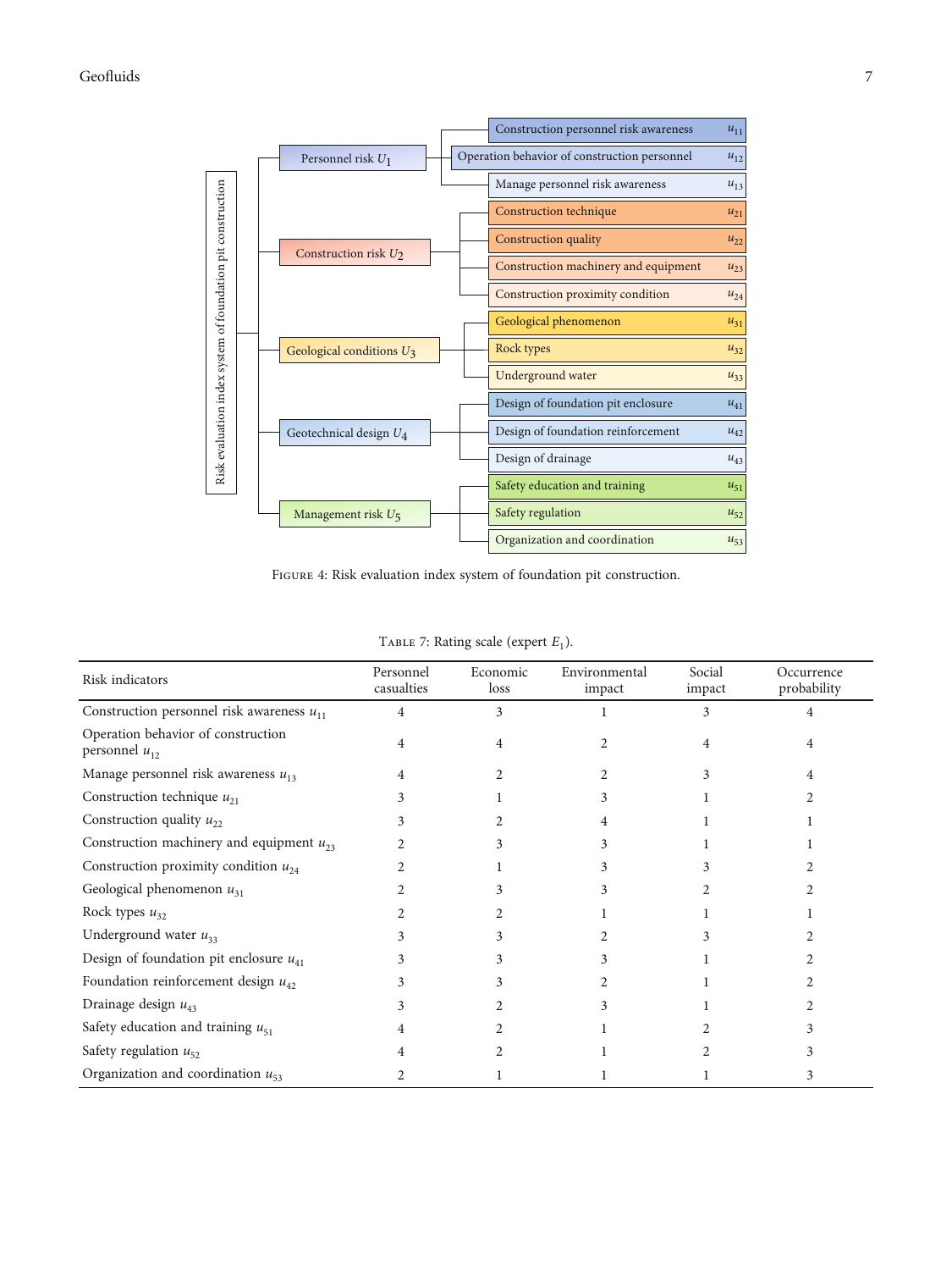Figure 4: Risk evaluation index system of foundation pit construction.

Table 7: Rating scale (expert $E_1$).

| Risk indicators | Personnel casualties | Economic loss | Environmental impact | Social impact | Occurrence probability |
|---|---|---|---|---|---|
| Construction personnel risk awareness $u_{11}$ | 4 | 3 | 1 | 3 | 4 |
| Operation behavior of construction personnel $u_{12}$ | 4 | 4 | 2 | 4 | 4 |
| Manage personnel risk awareness $u_{13}$ | 4 | 2 | 2 | 3 | 4 |
| Construction technique $u_{21}$ | 3 | 1 | 3 | 1 | 2 |
| Construction quality $u_{22}$ | 3 | 2 | 4 | 1 | 1 |
| Construction machinery and equipment $u_{23}$ | 2 | 3 | 3 | 1 | 1 |
| Construction proximity condition $u_{24}$ | 2 | 1 | 3 | 3 | 2 |
| Geological phenomenon $u_{31}$ | 2 | 3 | 3 | 2 | 2 |
| Rock types $u_{32}$ | 2 | 2 | 1 | 1 | 1 |
| Underground water $u_{33}$ | 3 | 3 | 2 | 3 | 2 |
| Design of foundation pit enclosure $u_{41}$ | 3 | 3 | 3 | 1 | 2 |
| Foundation reinforcement design $u_{42}$ | 3 | 3 | 2 | 1 | 2 |
| Drainage design $u_{43}$ | 3 | 2 | 3 | 1 | 2 |
| Safety education and training $u_{51}$ | 4 | 2 | 1 | 2 | 3 |
| Safety regulation $u_{52}$ | 4 | 2 | 1 | 2 | 3 |
| Organization and coordination $u_{53}$ | 2 | 1 | 1 | 1 | 3 |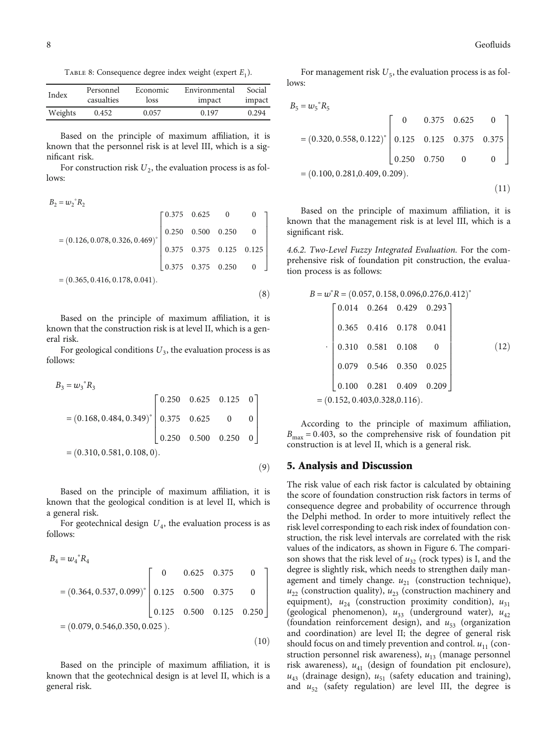Table 8: Consequence degree index weight (expert $E_1$).

| Index | Personnel casualties | Economic loss | Environmental impact | Social impact |
|---|---|---|---|---|
| Weights | 0.452 | 0.057 | 0.197 | 0.294 |

Based on the principle of maximum affiliation, it is known that the personnel risk is at level III, which is a significant risk.

For construction risk $U_2$, the evaluation process is as follows:

$$B_2 = w_2{}^{\circ}R_2 = (0.126, 0.078, 0.326, 0.469)^{\circ}\begin{bmatrix} 0.375 & 0.625 & 0 & 0 \\ 0.250 & 0.500 & 0.250 & 0 \\ 0.375 & 0.375 & 0.125 & 0.125 \\ 0.375 & 0.375 & 0.250 & 0 \end{bmatrix} = (0.365, 0.416, 0.178, 0.041). \tag{8}$$

Based on the principle of maximum affiliation, it is known that the construction risk is at level II, which is a general risk.

For geological conditions $U_3$, the evaluation process is as follows:

$$B_3 = w_3{}^{\circ}R_3 = (0.168, 0.484, 0.349)^{\circ}\begin{bmatrix} 0.250 & 0.625 & 0.125 & 0 \\ 0.375 & 0.625 & 0 & 0 \\ 0.250 & 0.500 & 0.250 & 0 \end{bmatrix} = (0.310, 0.581, 0.108, 0). \tag{9}$$

Based on the principle of maximum affiliation, it is known that the geological condition is at level II, which is a general risk.

For geotechnical design $U_4$, the evaluation process is as follows:

$$B_4 = w_4{}^{\circ}R_4 = (0.364, 0.537, 0.099)^{\circ}\begin{bmatrix} 0 & 0.625 & 0.375 & 0 \\ 0.125 & 0.500 & 0.375 & 0 \\ 0.125 & 0.500 & 0.125 & 0.250 \end{bmatrix} = (0.079, 0.546, 0.350, 0.025). \tag{10}$$

Based on the principle of maximum affiliation, it is known that the geotechnical design is at level II, which is a general risk.

For management risk $U_5$, the evaluation process is as follows:

$$B_5 = w_5{}^{\circ}R_5 = (0.320, 0.558, 0.122)^{\circ}\begin{bmatrix} 0 & 0.375 & 0.625 & 0 \\ 0.125 & 0.125 & 0.375 & 0.375 \\ 0.250 & 0.750 & 0 & 0 \end{bmatrix} = (0.100, 0.281, 0.409, 0.209). \tag{11}$$

Based on the principle of maximum affiliation, it is known that the management risk is at level III, which is a significant risk.

*4.6.2. Two-Level Fuzzy Integrated Evaluation.* For the comprehensive risk of foundation pit construction, the evaluation process is as follows:

$$B = w^{\circ}R = (0.057, 0.158, 0.096, 0.276, 0.412)^{\circ} \cdot \begin{bmatrix} 0.014 & 0.264 & 0.429 & 0.293 \\ 0.365 & 0.416 & 0.178 & 0.041 \\ 0.310 & 0.581 & 0.108 & 0 \\ 0.079 & 0.546 & 0.350 & 0.025 \\ 0.100 & 0.281 & 0.409 & 0.209 \end{bmatrix} = (0.152, 0.403, 0.328, 0.116). \tag{12}$$

According to the principle of maximum affiliation, $B_{max} = 0.403$, so the comprehensive risk of foundation pit construction is at level II, which is a general risk.

## 5. Analysis and Discussion

The risk value of each risk factor is calculated by obtaining the score of foundation construction risk factors in terms of consequence degree and probability of occurrence through the Delphi method. In order to more intuitively reflect the risk level corresponding to each risk index of foundation construction, the risk level intervals are correlated with the risk values of the indicators, as shown in Figure 6. The comparison shows that the risk level of $u_{32}$ (rock types) is I, and the degree is slightly risk, which needs to strengthen daily management and timely change. $u_{21}$ (construction technique), $u_{22}$ (construction quality), $u_{23}$ (construction machinery and equipment), $u_{24}$ (construction proximity condition), $u_{31}$ (geological phenomenon), $u_{33}$ (underground water), $u_{42}$ (foundation reinforcement design), and $u_{53}$ (organization and coordination) are level II; the degree of general risk should focus on and timely prevention and control. $u_{11}$ (construction personnel risk awareness), $u_{13}$ (manage personnel risk awareness), $u_{41}$ (design of foundation pit enclosure), $u_{43}$ (drainage design), $u_{51}$ (safety education and training), and $u_{52}$ (safety regulation) are level III, the degree is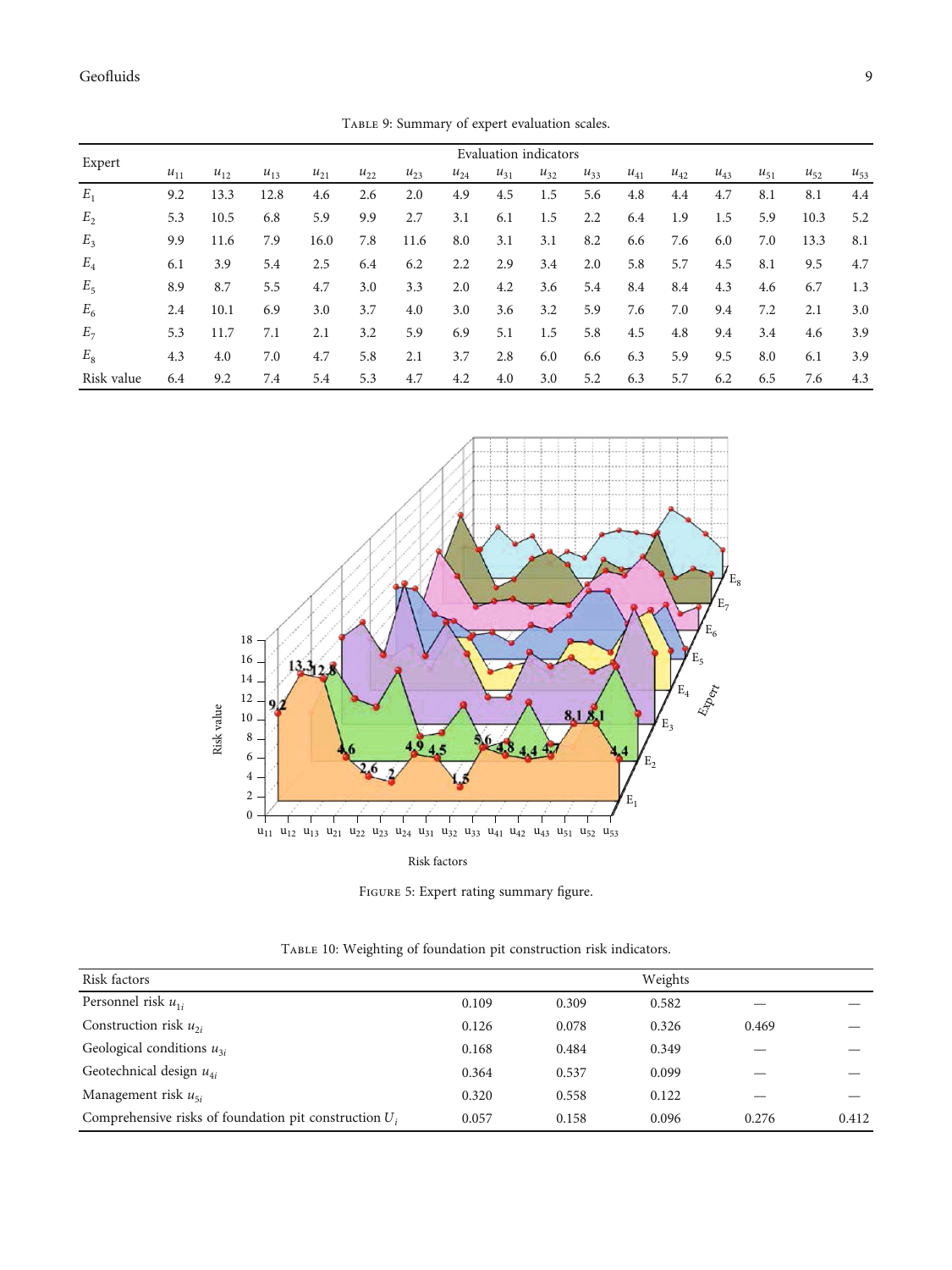Table 9: Summary of expert evaluation scales.

| Expert | Evaluation indicators | | | | | | | | | | | | | | | |
|---|---|---|---|---|---|---|---|---|---|---|---|---|---|---|---|---|
| | $u_{11}$ | $u_{12}$ | $u_{13}$ | $u_{21}$ | $u_{22}$ | $u_{23}$ | $u_{24}$ | $u_{31}$ | $u_{32}$ | $u_{33}$ | $u_{41}$ | $u_{42}$ | $u_{43}$ | $u_{51}$ | $u_{52}$ | $u_{53}$ |
| $E_1$ | 9.2 | 13.3 | 12.8 | 4.6 | 2.6 | 2.0 | 4.9 | 4.5 | 1.5 | 5.6 | 4.8 | 4.4 | 4.7 | 8.1 | 8.1 | 4.4 |
| $E_2$ | 5.3 | 10.5 | 6.8 | 5.9 | 9.9 | 2.7 | 3.1 | 6.1 | 1.5 | 2.2 | 6.4 | 1.9 | 1.5 | 5.9 | 10.3 | 5.2 |
| $E_3$ | 9.9 | 11.6 | 7.9 | 16.0 | 7.8 | 11.6 | 8.0 | 3.1 | 3.1 | 8.2 | 6.6 | 7.6 | 6.0 | 7.0 | 13.3 | 8.1 |
| $E_4$ | 6.1 | 3.9 | 5.4 | 2.5 | 6.4 | 6.2 | 2.2 | 2.9 | 3.4 | 2.0 | 5.8 | 5.7 | 4.5 | 8.1 | 9.5 | 4.7 |
| $E_5$ | 8.9 | 8.7 | 5.5 | 4.7 | 3.0 | 3.3 | 2.0 | 4.2 | 3.6 | 5.4 | 8.4 | 8.4 | 4.3 | 4.6 | 6.7 | 1.3 |
| $E_6$ | 2.4 | 10.1 | 6.9 | 3.0 | 3.7 | 4.0 | 3.0 | 3.6 | 3.2 | 5.9 | 7.6 | 7.0 | 9.4 | 7.2 | 2.1 | 3.0 |
| $E_7$ | 5.3 | 11.7 | 7.1 | 2.1 | 3.2 | 5.9 | 6.9 | 5.1 | 1.5 | 5.8 | 4.5 | 4.8 | 9.4 | 3.4 | 4.6 | 3.9 |
| $E_8$ | 4.3 | 4.0 | 7.0 | 4.7 | 5.8 | 2.1 | 3.7 | 2.8 | 6.0 | 6.6 | 6.3 | 5.9 | 9.5 | 8.0 | 6.1 | 3.9 |
| Risk value | 6.4 | 9.2 | 7.4 | 5.4 | 5.3 | 4.7 | 4.2 | 4.0 | 3.0 | 5.2 | 6.3 | 5.7 | 6.2 | 6.5 | 7.6 | 4.3 |

Figure 5: Expert rating summary figure.

Table 10: Weighting of foundation pit construction risk indicators.

| Risk factors | Weights | | | | |
|---|---|---|---|---|---|
| Personnel risk $u_{1i}$ | 0.109 | 0.309 | 0.582 | — | — |
| Construction risk $u_{2i}$ | 0.126 | 0.078 | 0.326 | 0.469 | — |
| Geological conditions $u_{3i}$ | 0.168 | 0.484 | 0.349 | — | — |
| Geotechnical design $u_{4i}$ | 0.364 | 0.537 | 0.099 | — | — |
| Management risk $u_{5i}$ | 0.320 | 0.558 | 0.122 | — | — |
| Comprehensive risks of foundation pit construction $U_i$ | 0.057 | 0.158 | 0.096 | 0.276 | 0.412 |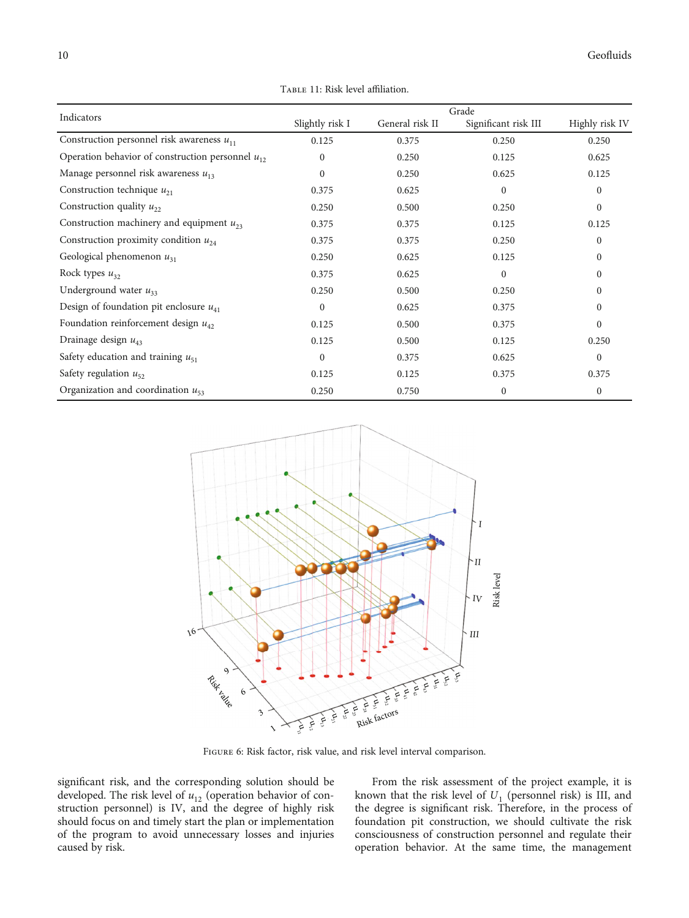Table 11: Risk level affiliation.

| Indicators | Grade | | | |
|---|---|---|---|---|
| | Slightly risk I | General risk II | Significant risk III | Highly risk IV |
| Construction personnel risk awareness $u_{11}$ | 0.125 | 0.375 | 0.250 | 0.250 |
| Operation behavior of construction personnel $u_{12}$ | 0 | 0.250 | 0.125 | 0.625 |
| Manage personnel risk awareness $u_{13}$ | 0 | 0.250 | 0.625 | 0.125 |
| Construction technique $u_{21}$ | 0.375 | 0.625 | 0 | 0 |
| Construction quality $u_{22}$ | 0.250 | 0.500 | 0.250 | 0 |
| Construction machinery and equipment $u_{23}$ | 0.375 | 0.375 | 0.125 | 0.125 |
| Construction proximity condition $u_{24}$ | 0.375 | 0.375 | 0.250 | 0 |
| Geological phenomenon $u_{31}$ | 0.250 | 0.625 | 0.125 | 0 |
| Rock types $u_{32}$ | 0.375 | 0.625 | 0 | 0 |
| Underground water $u_{33}$ | 0.250 | 0.500 | 0.250 | 0 |
| Design of foundation pit enclosure $u_{41}$ | 0 | 0.625 | 0.375 | 0 |
| Foundation reinforcement design $u_{42}$ | 0.125 | 0.500 | 0.375 | 0 |
| Drainage design $u_{43}$ | 0.125 | 0.500 | 0.125 | 0.250 |
| Safety education and training $u_{51}$ | 0 | 0.375 | 0.625 | 0 |
| Safety regulation $u_{52}$ | 0.125 | 0.125 | 0.375 | 0.375 |
| Organization and coordination $u_{53}$ | 0.250 | 0.750 | 0 | 0 |

Figure 6: Risk factor, risk value, and risk level interval comparison.

significant risk, and the corresponding solution should be developed. The risk level of $u_{12}$ (operation behavior of construction personnel) is IV, and the degree of highly risk should focus on and timely start the plan or implementation of the program to avoid unnecessary losses and injuries caused by risk.

From the risk assessment of the project example, it is known that the risk level of $U_1$ (personnel risk) is III, and the degree is significant risk. Therefore, in the process of foundation pit construction, we should cultivate the risk consciousness of construction personnel and regulate their operation behavior. At the same time, the management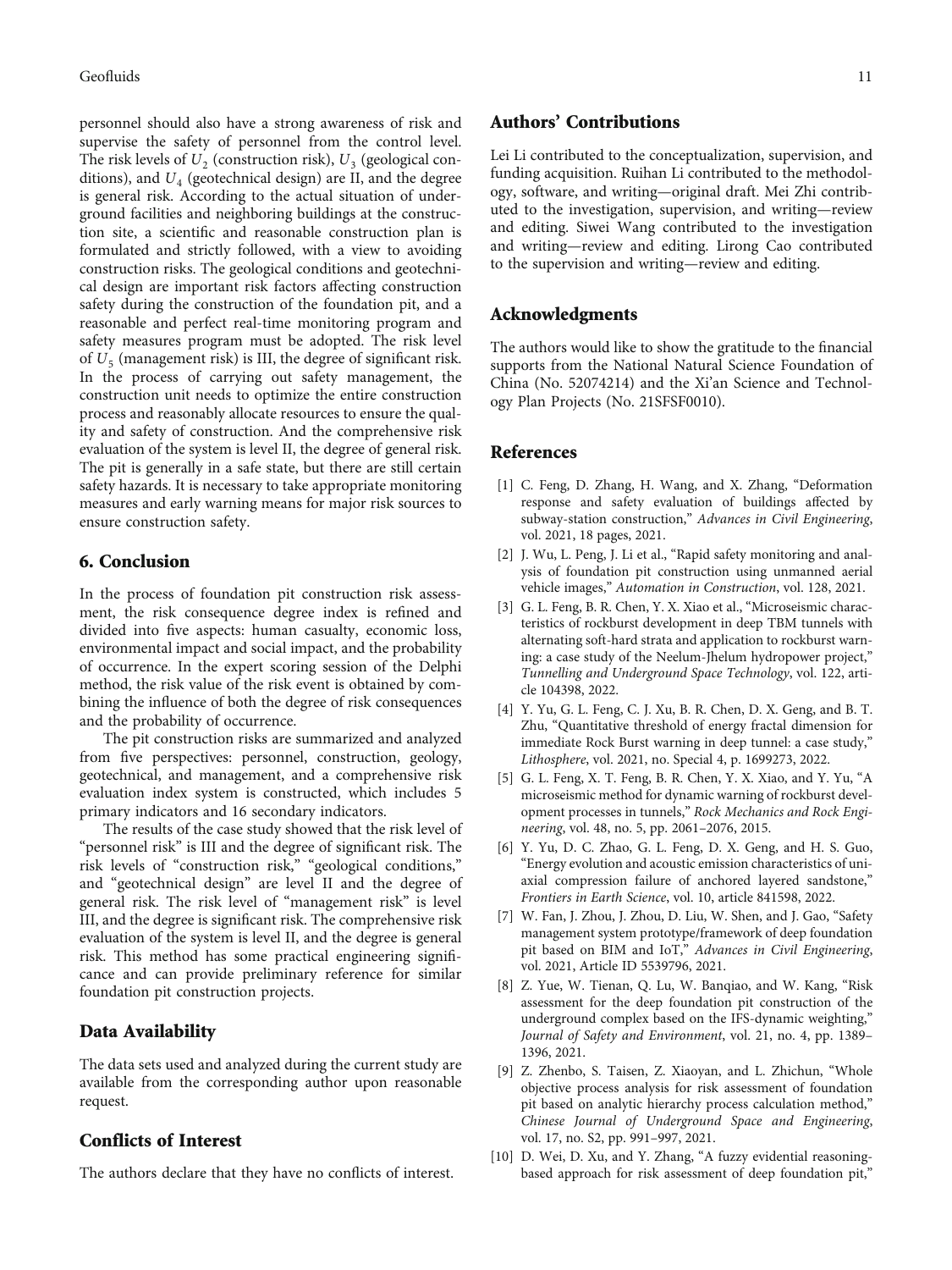personnel should also have a strong awareness of risk and supervise the safety of personnel from the control level. The risk levels of $U_2$ (construction risk), $U_3$ (geological conditions), and $U_4$ (geotechnical design) are II, and the degree is general risk. According to the actual situation of underground facilities and neighboring buildings at the construction site, a scientific and reasonable construction plan is formulated and strictly followed, with a view to avoiding construction risks. The geological conditions and geotechnical design are important risk factors affecting construction safety during the construction of the foundation pit, and a reasonable and perfect real-time monitoring program and safety measures program must be adopted. The risk level of $U_5$ (management risk) is III, the degree of significant risk. In the process of carrying out safety management, the construction unit needs to optimize the entire construction process and reasonably allocate resources to ensure the quality and safety of construction. And the comprehensive risk evaluation of the system is level II, the degree of general risk. The pit is generally in a safe state, but there are still certain safety hazards. It is necessary to take appropriate monitoring measures and early warning means for major risk sources to ensure construction safety.

## 6. Conclusion

In the process of foundation pit construction risk assessment, the risk consequence degree index is refined and divided into five aspects: human casualty, economic loss, environmental impact and social impact, and the probability of occurrence. In the expert scoring session of the Delphi method, the risk value of the risk event is obtained by combining the influence of both the degree of risk consequences and the probability of occurrence.

The pit construction risks are summarized and analyzed from five perspectives: personnel, construction, geology, geotechnical, and management, and a comprehensive risk evaluation index system is constructed, which includes 5 primary indicators and 16 secondary indicators.

The results of the case study showed that the risk level of "personnel risk" is III and the degree of significant risk. The risk levels of "construction risk," "geological conditions," and "geotechnical design" are level II and the degree of general risk. The risk level of "management risk" is level III, and the degree is significant risk. The comprehensive risk evaluation of the system is level II, and the degree is general risk. This method has some practical engineering significance and can provide preliminary reference for similar foundation pit construction projects.

## Data Availability

The data sets used and analyzed during the current study are available from the corresponding author upon reasonable request.

## Conflicts of Interest

The authors declare that they have no conflicts of interest.

## Authors' Contributions

Lei Li contributed to the conceptualization, supervision, and funding acquisition. Ruihan Li contributed to the methodology, software, and writing—original draft. Mei Zhi contributed to the investigation, supervision, and writing—review and editing. Siwei Wang contributed to the investigation and writing—review and editing. Lirong Cao contributed to the supervision and writing—review and editing.

## Acknowledgments

The authors would like to show the gratitude to the financial supports from the National Natural Science Foundation of China (No. 52074214) and the Xi'an Science and Technology Plan Projects (No. 21SFSF0010).

## References

[1] C. Feng, D. Zhang, H. Wang, and X. Zhang, "Deformation response and safety evaluation of buildings affected by subway-station construction," *Advances in Civil Engineering*, vol. 2021, 18 pages, 2021.

[2] J. Wu, L. Peng, J. Li et al., "Rapid safety monitoring and analysis of foundation pit construction using unmanned aerial vehicle images," *Automation in Construction*, vol. 128, 2021.

[3] G. L. Feng, B. R. Chen, Y. X. Xiao et al., "Microseismic characteristics of rockburst development in deep TBM tunnels with alternating soft-hard strata and application to rockburst warning: a case study of the Neelum-Jhelum hydropower project," *Tunnelling and Underground Space Technology*, vol. 122, article 104398, 2022.

[4] Y. Yu, G. L. Feng, C. J. Xu, B. R. Chen, D. X. Geng, and B. T. Zhu, "Quantitative threshold of energy fractal dimension for immediate Rock Burst warning in deep tunnel: a case study," *Lithosphere*, vol. 2021, no. Special 4, p. 1699273, 2022.

[5] G. L. Feng, X. T. Feng, B. R. Chen, Y. X. Xiao, and Y. Yu, "A microseismic method for dynamic warning of rockburst development processes in tunnels," *Rock Mechanics and Rock Engineering*, vol. 48, no. 5, pp. 2061–2076, 2015.

[6] Y. Yu, D. C. Zhao, G. L. Feng, D. X. Geng, and H. S. Guo, "Energy evolution and acoustic emission characteristics of uniaxial compression failure of anchored layered sandstone," *Frontiers in Earth Science*, vol. 10, article 841598, 2022.

[7] W. Fan, J. Zhou, J. Zhou, D. Liu, W. Shen, and J. Gao, "Safety management system prototype/framework of deep foundation pit based on BIM and IoT," *Advances in Civil Engineering*, vol. 2021, Article ID 5539796, 2021.

[8] Z. Yue, W. Tienan, Q. Lu, W. Banqiao, and W. Kang, "Risk assessment for the deep foundation pit construction of the underground complex based on the IFS-dynamic weighting," *Journal of Safety and Environment*, vol. 21, no. 4, pp. 1389–1396, 2021.

[9] Z. Zhenbo, S. Taisen, Z. Xiaoyan, and L. Zhichun, "Whole objective process analysis for risk assessment of foundation pit based on analytic hierarchy process calculation method," *Chinese Journal of Underground Space and Engineering*, vol. 17, no. S2, pp. 991–997, 2021.

[10] D. Wei, D. Xu, and Y. Zhang, "A fuzzy evidential reasoning-based approach for risk assessment of deep foundation pit,"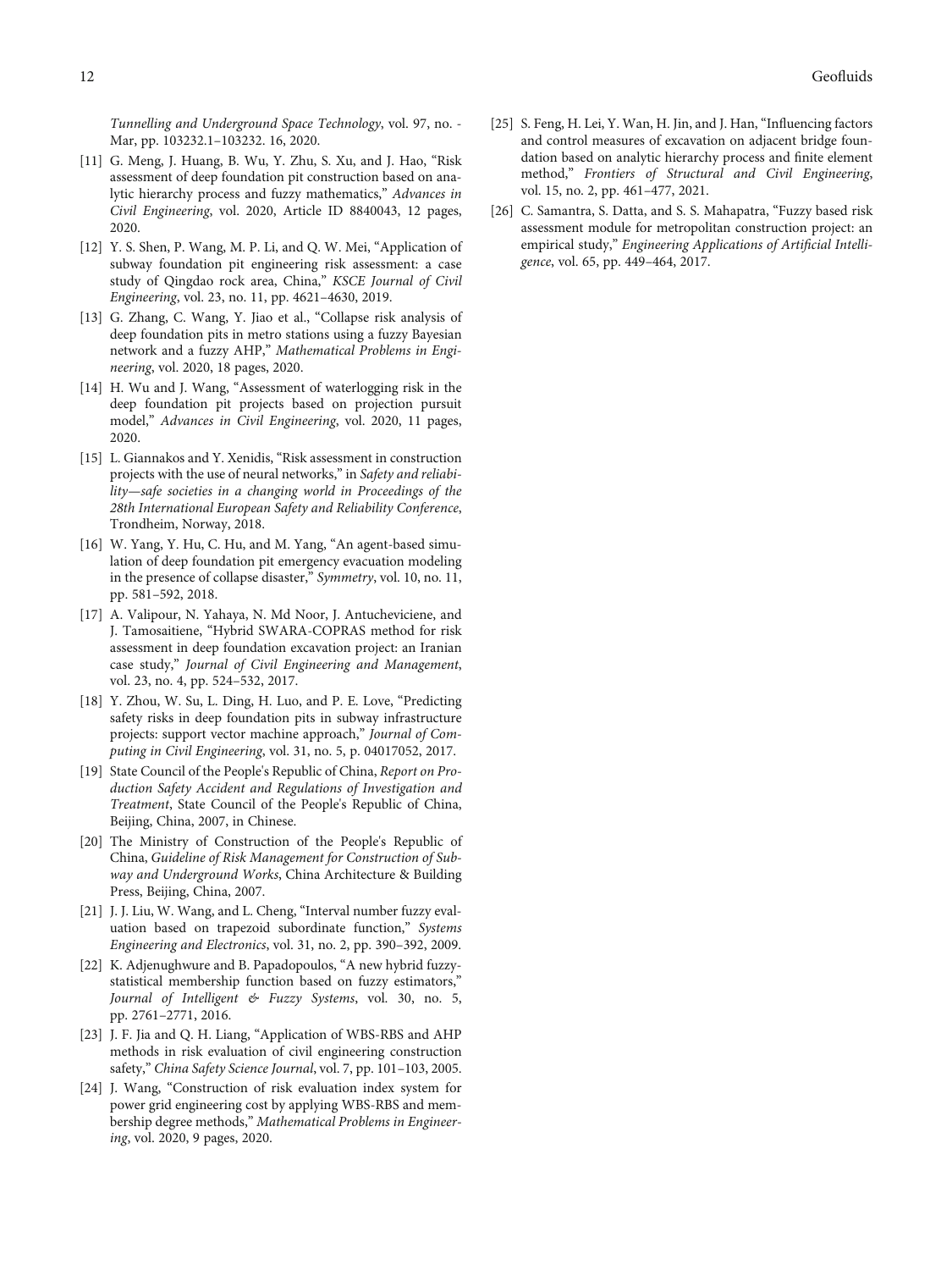*Tunnelling and Underground Space Technology*, vol. 97, no. -Mar, pp. 103232.1–103232. 16, 2020.

[11] G. Meng, J. Huang, B. Wu, Y. Zhu, S. Xu, and J. Hao, "Risk assessment of deep foundation pit construction based on analytic hierarchy process and fuzzy mathematics," *Advances in Civil Engineering*, vol. 2020, Article ID 8840043, 12 pages, 2020.

[12] Y. S. Shen, P. Wang, M. P. Li, and Q. W. Mei, "Application of subway foundation pit engineering risk assessment: a case study of Qingdao rock area, China," *KSCE Journal of Civil Engineering*, vol. 23, no. 11, pp. 4621–4630, 2019.

[13] G. Zhang, C. Wang, Y. Jiao et al., "Collapse risk analysis of deep foundation pits in metro stations using a fuzzy Bayesian network and a fuzzy AHP," *Mathematical Problems in Engineering*, vol. 2020, 18 pages, 2020.

[14] H. Wu and J. Wang, "Assessment of waterlogging risk in the deep foundation pit projects based on projection pursuit model," *Advances in Civil Engineering*, vol. 2020, 11 pages, 2020.

[15] L. Giannakos and Y. Xenidis, "Risk assessment in construction projects with the use of neural networks," in *Safety and reliability—safe societies in a changing world in Proceedings of the 28th International European Safety and Reliability Conference*, Trondheim, Norway, 2018.

[16] W. Yang, Y. Hu, C. Hu, and M. Yang, "An agent-based simulation of deep foundation pit emergency evacuation modeling in the presence of collapse disaster," *Symmetry*, vol. 10, no. 11, pp. 581–592, 2018.

[17] A. Valipour, N. Yahaya, N. Md Noor, J. Antucheviciene, and J. Tamosaitiene, "Hybrid SWARA-COPRAS method for risk assessment in deep foundation excavation project: an Iranian case study," *Journal of Civil Engineering and Management*, vol. 23, no. 4, pp. 524–532, 2017.

[18] Y. Zhou, W. Su, L. Ding, H. Luo, and P. E. Love, "Predicting safety risks in deep foundation pits in subway infrastructure projects: support vector machine approach," *Journal of Computing in Civil Engineering*, vol. 31, no. 5, p. 04017052, 2017.

[19] State Council of the People's Republic of China, *Report on Production Safety Accident and Regulations of Investigation and Treatment*, State Council of the People's Republic of China, Beijing, China, 2007, in Chinese.

[20] The Ministry of Construction of the People's Republic of China, *Guideline of Risk Management for Construction of Subway and Underground Works*, China Architecture & Building Press, Beijing, China, 2007.

[21] J. J. Liu, W. Wang, and L. Cheng, "Interval number fuzzy evaluation based on trapezoid subordinate function," *Systems Engineering and Electronics*, vol. 31, no. 2, pp. 390–392, 2009.

[22] K. Adjenughwure and B. Papadopoulos, "A new hybrid fuzzy-statistical membership function based on fuzzy estimators," *Journal of Intelligent & Fuzzy Systems*, vol. 30, no. 5, pp. 2761–2771, 2016.

[23] J. F. Jia and Q. H. Liang, "Application of WBS-RBS and AHP methods in risk evaluation of civil engineering construction safety," *China Safety Science Journal*, vol. 7, pp. 101–103, 2005.

[24] J. Wang, "Construction of risk evaluation index system for power grid engineering cost by applying WBS-RBS and membership degree methods," *Mathematical Problems in Engineering*, vol. 2020, 9 pages, 2020.

[25] S. Feng, H. Lei, Y. Wan, H. Jin, and J. Han, "Influencing factors and control measures of excavation on adjacent bridge foundation based on analytic hierarchy process and finite element method," *Frontiers of Structural and Civil Engineering*, vol. 15, no. 2, pp. 461–477, 2021.

[26] C. Samantra, S. Datta, and S. S. Mahapatra, "Fuzzy based risk assessment module for metropolitan construction project: an empirical study," *Engineering Applications of Artificial Intelligence*, vol. 65, pp. 449–464, 2017.